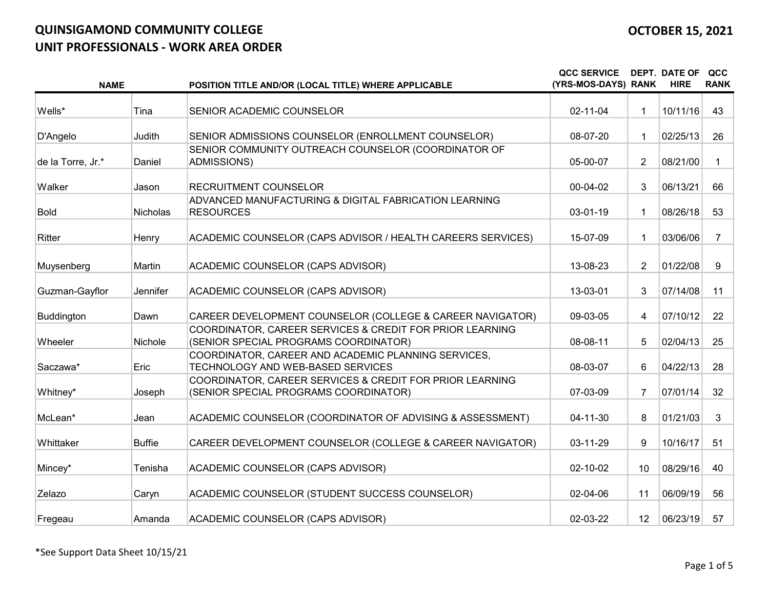# QUINSIGAMOND COMMUNITY COLLEGE

## UNIT PROFESSIONALS - WORK AREA ORDER

**OCTOBER 15, 2021**

| NAME | | POSITION TITLE AND/OR (LOCAL TITLE) WHERE APPLICABLE | QCC SERVICE (YRS-MOS-DAYS) | DEPT. RANK | DATE OF HIRE | QCC RANK |
|---|---|---|---|---|---|---|
| Wells* | Tina | SENIOR ACADEMIC COUNSELOR | 02-11-04 | 1 | 10/11/16 | 43 |
| D'Angelo | Judith | SENIOR ADMISSIONS COUNSELOR (ENROLLMENT COUNSELOR) | 08-07-20 | 1 | 02/25/13 | 26 |
| de la Torre, Jr.* | Daniel | SENIOR COMMUNITY OUTREACH COUNSELOR (COORDINATOR OF ADMISSIONS) | 05-00-07 | 2 | 08/21/00 | 1 |
| Walker | Jason | RECRUITMENT COUNSELOR | 00-04-02 | 3 | 06/13/21 | 66 |
| Bold | Nicholas | ADVANCED MANUFACTURING & DIGITAL FABRICATION LEARNING RESOURCES | 03-01-19 | 1 | 08/26/18 | 53 |
| Ritter | Henry | ACADEMIC COUNSELOR (CAPS ADVISOR / HEALTH CAREERS SERVICES) | 15-07-09 | 1 | 03/06/06 | 7 |
| Muysenberg | Martin | ACADEMIC COUNSELOR (CAPS ADVISOR) | 13-08-23 | 2 | 01/22/08 | 9 |
| Guzman-Gayflor | Jennifer | ACADEMIC COUNSELOR (CAPS ADVISOR) | 13-03-01 | 3 | 07/14/08 | 11 |
| Buddington | Dawn | CAREER DEVELOPMENT COUNSELOR (COLLEGE & CAREER NAVIGATOR) | 09-03-05 | 4 | 07/10/12 | 22 |
| Wheeler | Nichole | COORDINATOR, CAREER SERVICES & CREDIT FOR PRIOR LEARNING (SENIOR SPECIAL PROGRAMS COORDINATOR) | 08-08-11 | 5 | 02/04/13 | 25 |
| Saczawa* | Eric | COORDINATOR, CAREER AND ACADEMIC PLANNING SERVICES, TECHNOLOGY AND WEB-BASED SERVICES | 08-03-07 | 6 | 04/22/13 | 28 |
| Whitney* | Joseph | COORDINATOR, CAREER SERVICES & CREDIT FOR PRIOR LEARNING (SENIOR SPECIAL PROGRAMS COORDINATOR) | 07-03-09 | 7 | 07/01/14 | 32 |
| McLean* | Jean | ACADEMIC COUNSELOR (COORDINATOR OF ADVISING & ASSESSMENT) | 04-11-30 | 8 | 01/21/03 | 3 |
| Whittaker | Buffie | CAREER DEVELOPMENT COUNSELOR (COLLEGE & CAREER NAVIGATOR) | 03-11-29 | 9 | 10/16/17 | 51 |
| Mincey* | Tenisha | ACADEMIC COUNSELOR (CAPS ADVISOR) | 02-10-02 | 10 | 08/29/16 | 40 |
| Zelazo | Caryn | ACADEMIC COUNSELOR (STUDENT SUCCESS COUNSELOR) | 02-04-06 | 11 | 06/09/19 | 56 |
| Fregeau | Amanda | ACADEMIC COUNSELOR (CAPS ADVISOR) | 02-03-22 | 12 | 06/23/19 | 57 |

*See Support Data Sheet 10/15/21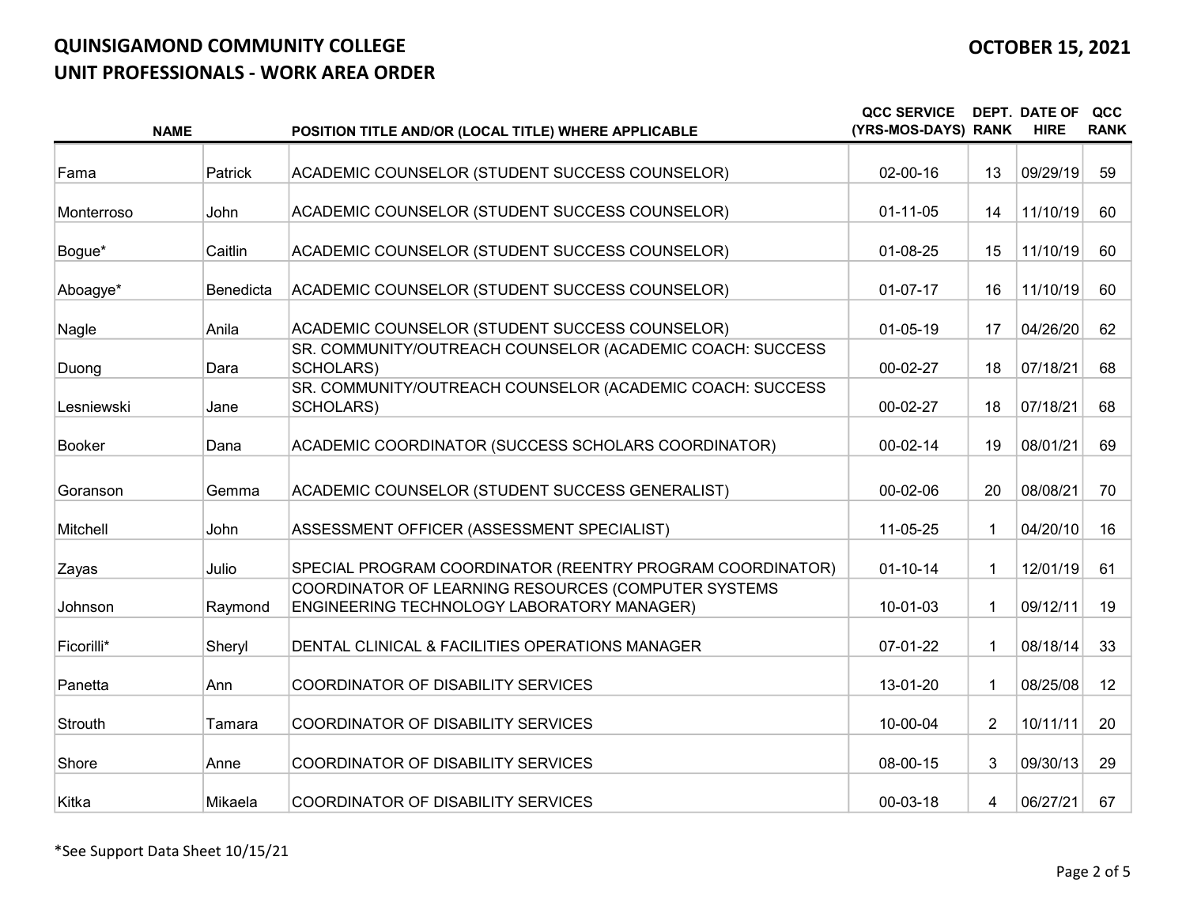# QUINSIGAMOND COMMUNITY COLLEGE

## UNIT PROFESSIONALS - WORK AREA ORDER

**OCTOBER 15, 2021**

| NAME | | POSITION TITLE AND/OR (LOCAL TITLE) WHERE APPLICABLE | QCC SERVICE (YRS-MOS-DAYS) | DEPT. RANK | DATE OF HIRE | QCC RANK |
|---|---|---|---|---|---|---|
| Fama | Patrick | ACADEMIC COUNSELOR (STUDENT SUCCESS COUNSELOR) | 02-00-16 | 13 | 09/29/19 | 59 |
| Monterroso | John | ACADEMIC COUNSELOR (STUDENT SUCCESS COUNSELOR) | 01-11-05 | 14 | 11/10/19 | 60 |
| Bogue* | Caitlin | ACADEMIC COUNSELOR (STUDENT SUCCESS COUNSELOR) | 01-08-25 | 15 | 11/10/19 | 60 |
| Aboagye* | Benedicta | ACADEMIC COUNSELOR (STUDENT SUCCESS COUNSELOR) | 01-07-17 | 16 | 11/10/19 | 60 |
| Nagle | Anila | ACADEMIC COUNSELOR (STUDENT SUCCESS COUNSELOR) | 01-05-19 | 17 | 04/26/20 | 62 |
| Duong | Dara | SR. COMMUNITY/OUTREACH COUNSELOR (ACADEMIC COACH: SUCCESS SCHOLARS) | 00-02-27 | 18 | 07/18/21 | 68 |
| Lesniewski | Jane | SR. COMMUNITY/OUTREACH COUNSELOR (ACADEMIC COACH: SUCCESS SCHOLARS) | 00-02-27 | 18 | 07/18/21 | 68 |
| Booker | Dana | ACADEMIC COORDINATOR (SUCCESS SCHOLARS COORDINATOR) | 00-02-14 | 19 | 08/01/21 | 69 |
| Goranson | Gemma | ACADEMIC COUNSELOR (STUDENT SUCCESS GENERALIST) | 00-02-06 | 20 | 08/08/21 | 70 |
| Mitchell | John | ASSESSMENT OFFICER (ASSESSMENT SPECIALIST) | 11-05-25 | 1 | 04/20/10 | 16 |
| Zayas | Julio | SPECIAL PROGRAM COORDINATOR (REENTRY PROGRAM COORDINATOR) | 01-10-14 | 1 | 12/01/19 | 61 |
| Johnson | Raymond | COORDINATOR OF LEARNING RESOURCES (COMPUTER SYSTEMS ENGINEERING TECHNOLOGY LABORATORY MANAGER) | 10-01-03 | 1 | 09/12/11 | 19 |
| Ficorilli* | Sheryl | DENTAL CLINICAL & FACILITIES OPERATIONS MANAGER | 07-01-22 | 1 | 08/18/14 | 33 |
| Panetta | Ann | COORDINATOR OF DISABILITY SERVICES | 13-01-20 | 1 | 08/25/08 | 12 |
| Strouth | Tamara | COORDINATOR OF DISABILITY SERVICES | 10-00-04 | 2 | 10/11/11 | 20 |
| Shore | Anne | COORDINATOR OF DISABILITY SERVICES | 08-00-15 | 3 | 09/30/13 | 29 |
| Kitka | Mikaela | COORDINATOR OF DISABILITY SERVICES | 00-03-18 | 4 | 06/27/21 | 67 |

*See Support Data Sheet 10/15/21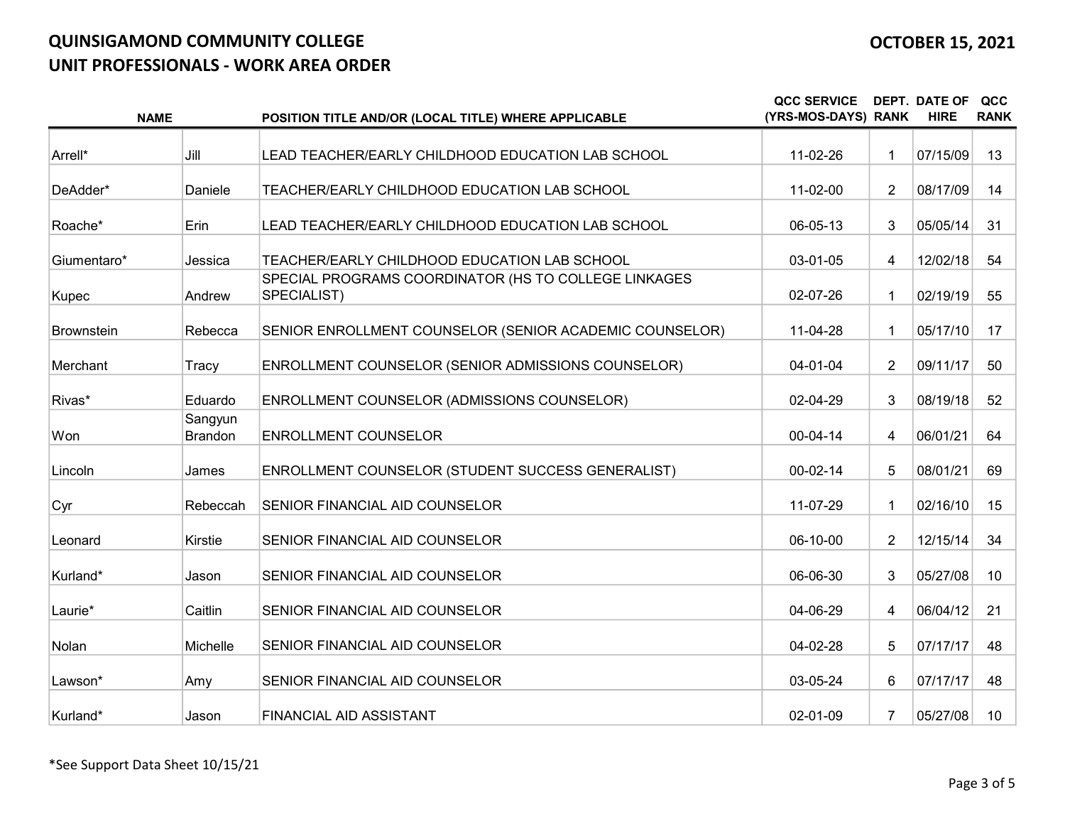# QUINSIGAMOND COMMUNITY COLLEGE
## UNIT PROFESSIONALS - WORK AREA ORDER

**OCTOBER 15, 2021**

| NAME | | POSITION TITLE AND/OR (LOCAL TITLE) WHERE APPLICABLE | QCC SERVICE (YRS-MOS-DAYS) | DEPT. RANK | DATE OF HIRE | QCC RANK |
|---|---|---|---|---|---|---|
| Arrell* | Jill | LEAD TEACHER/EARLY CHILDHOOD EDUCATION LAB SCHOOL | 11-02-26 | 1 | 07/15/09 | 13 |
| DeAdder* | Daniele | TEACHER/EARLY CHILDHOOD EDUCATION LAB SCHOOL | 11-02-00 | 2 | 08/17/09 | 14 |
| Roache* | Erin | LEAD TEACHER/EARLY CHILDHOOD EDUCATION LAB SCHOOL | 06-05-13 | 3 | 05/05/14 | 31 |
| Giumentaro* | Jessica | TEACHER/EARLY CHILDHOOD EDUCATION LAB SCHOOL | 03-01-05 | 4 | 12/02/18 | 54 |
| Kupec | Andrew | SPECIAL PROGRAMS COORDINATOR (HS TO COLLEGE LINKAGES SPECIALIST) | 02-07-26 | 1 | 02/19/19 | 55 |
| Brownstein | Rebecca | SENIOR ENROLLMENT COUNSELOR (SENIOR ACADEMIC COUNSELOR) | 11-04-28 | 1 | 05/17/10 | 17 |
| Merchant | Tracy | ENROLLMENT COUNSELOR (SENIOR ADMISSIONS COUNSELOR) | 04-01-04 | 2 | 09/11/17 | 50 |
| Rivas* | Eduardo | ENROLLMENT COUNSELOR (ADMISSIONS COUNSELOR) | 02-04-29 | 3 | 08/19/18 | 52 |
| Won | Sangyun Brandon | ENROLLMENT COUNSELOR | 00-04-14 | 4 | 06/01/21 | 64 |
| Lincoln | James | ENROLLMENT COUNSELOR (STUDENT SUCCESS GENERALIST) | 00-02-14 | 5 | 08/01/21 | 69 |
| Cyr | Rebeccah | SENIOR FINANCIAL AID COUNSELOR | 11-07-29 | 1 | 02/16/10 | 15 |
| Leonard | Kirstie | SENIOR FINANCIAL AID COUNSELOR | 06-10-00 | 2 | 12/15/14 | 34 |
| Kurland* | Jason | SENIOR FINANCIAL AID COUNSELOR | 06-06-30 | 3 | 05/27/08 | 10 |
| Laurie* | Caitlin | SENIOR FINANCIAL AID COUNSELOR | 04-06-29 | 4 | 06/04/12 | 21 |
| Nolan | Michelle | SENIOR FINANCIAL AID COUNSELOR | 04-02-28 | 5 | 07/17/17 | 48 |
| Lawson* | Amy | SENIOR FINANCIAL AID COUNSELOR | 03-05-24 | 6 | 07/17/17 | 48 |
| Kurland* | Jason | FINANCIAL AID ASSISTANT | 02-01-09 | 7 | 05/27/08 | 10 |

*See Support Data Sheet 10/15/21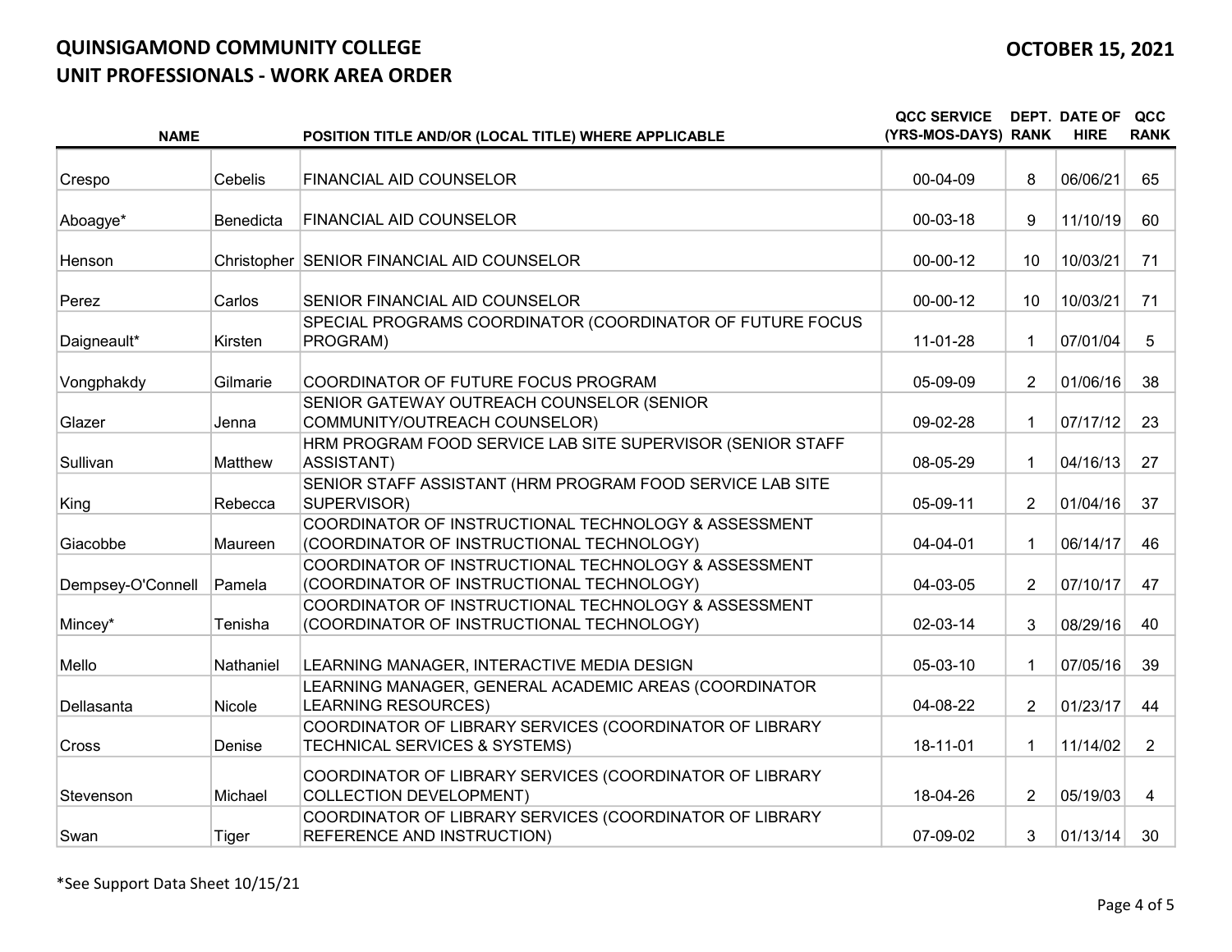# QUINSIGAMOND COMMUNITY COLLEGE
## UNIT PROFESSIONALS - WORK AREA ORDER

**OCTOBER 15, 2021**

| NAME | | POSITION TITLE AND/OR (LOCAL TITLE) WHERE APPLICABLE | QCC SERVICE (YRS-MOS-DAYS) | DEPT. RANK | DATE OF HIRE | QCC RANK |
|---|---|---|---|---|---|---|
| Crespo | Cebelis | FINANCIAL AID COUNSELOR | 00-04-09 | 8 | 06/06/21 | 65 |
| Aboagye* | Benedicta | FINANCIAL AID COUNSELOR | 00-03-18 | 9 | 11/10/19 | 60 |
| Henson | Christopher | SENIOR FINANCIAL AID COUNSELOR | 00-00-12 | 10 | 10/03/21 | 71 |
| Perez | Carlos | SENIOR FINANCIAL AID COUNSELOR | 00-00-12 | 10 | 10/03/21 | 71 |
| Daigneault* | Kirsten | SPECIAL PROGRAMS COORDINATOR (COORDINATOR OF FUTURE FOCUS PROGRAM) | 11-01-28 | 1 | 07/01/04 | 5 |
| Vongphakdy | Gilmarie | COORDINATOR OF FUTURE FOCUS PROGRAM | 05-09-09 | 2 | 01/06/16 | 38 |
| Glazer | Jenna | SENIOR GATEWAY OUTREACH COUNSELOR (SENIOR COMMUNITY/OUTREACH COUNSELOR) | 09-02-28 | 1 | 07/17/12 | 23 |
| Sullivan | Matthew | HRM PROGRAM FOOD SERVICE LAB SITE SUPERVISOR (SENIOR STAFF ASSISTANT) | 08-05-29 | 1 | 04/16/13 | 27 |
| King | Rebecca | SENIOR STAFF ASSISTANT (HRM PROGRAM FOOD SERVICE LAB SITE SUPERVISOR) | 05-09-11 | 2 | 01/04/16 | 37 |
| Giacobbe | Maureen | COORDINATOR OF INSTRUCTIONAL TECHNOLOGY & ASSESSMENT (COORDINATOR OF INSTRUCTIONAL TECHNOLOGY) | 04-04-01 | 1 | 06/14/17 | 46 |
| Dempsey-O'Connell | Pamela | COORDINATOR OF INSTRUCTIONAL TECHNOLOGY & ASSESSMENT (COORDINATOR OF INSTRUCTIONAL TECHNOLOGY) | 04-03-05 | 2 | 07/10/17 | 47 |
| Mincey* | Tenisha | COORDINATOR OF INSTRUCTIONAL TECHNOLOGY & ASSESSMENT (COORDINATOR OF INSTRUCTIONAL TECHNOLOGY) | 02-03-14 | 3 | 08/29/16 | 40 |
| Mello | Nathaniel | LEARNING MANAGER, INTERACTIVE MEDIA DESIGN | 05-03-10 | 1 | 07/05/16 | 39 |
| Dellasanta | Nicole | LEARNING MANAGER, GENERAL ACADEMIC AREAS (COORDINATOR LEARNING RESOURCES) | 04-08-22 | 2 | 01/23/17 | 44 |
| Cross | Denise | COORDINATOR OF LIBRARY SERVICES (COORDINATOR OF LIBRARY TECHNICAL SERVICES & SYSTEMS) | 18-11-01 | 1 | 11/14/02 | 2 |
| Stevenson | Michael | COORDINATOR OF LIBRARY SERVICES (COORDINATOR OF LIBRARY COLLECTION DEVELOPMENT) | 18-04-26 | 2 | 05/19/03 | 4 |
| Swan | Tiger | COORDINATOR OF LIBRARY SERVICES (COORDINATOR OF LIBRARY REFERENCE AND INSTRUCTION) | 07-09-02 | 3 | 01/13/14 | 30 |

*See Support Data Sheet 10/15/21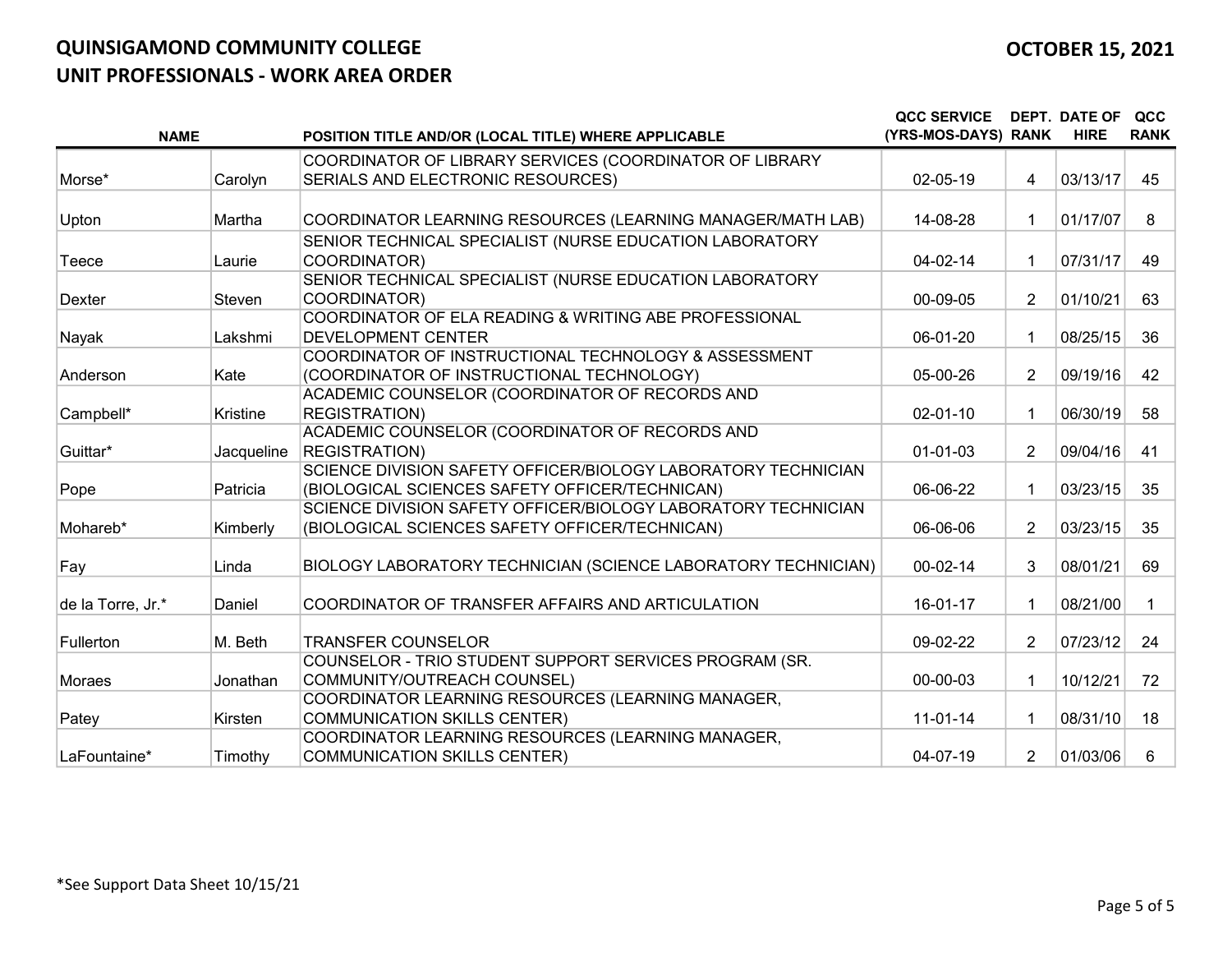# QUINSIGAMOND COMMUNITY COLLEGE

## UNIT PROFESSIONALS - WORK AREA ORDER

**OCTOBER 15, 2021**

| NAME | | POSITION TITLE AND/OR (LOCAL TITLE) WHERE APPLICABLE | QCC SERVICE (YRS-MOS-DAYS) | DEPT. RANK | DATE OF HIRE | QCC RANK |
|---|---|---|---|---|---|---|
| Morse* | Carolyn | COORDINATOR OF LIBRARY SERVICES (COORDINATOR OF LIBRARY SERIALS AND ELECTRONIC RESOURCES) | 02-05-19 | 4 | 03/13/17 | 45 |
| Upton | Martha | COORDINATOR LEARNING RESOURCES (LEARNING MANAGER/MATH LAB) | 14-08-28 | 1 | 01/17/07 | 8 |
| Teece | Laurie | SENIOR TECHNICAL SPECIALIST (NURSE EDUCATION LABORATORY COORDINATOR) | 04-02-14 | 1 | 07/31/17 | 49 |
| Dexter | Steven | SENIOR TECHNICAL SPECIALIST (NURSE EDUCATION LABORATORY COORDINATOR) | 00-09-05 | 2 | 01/10/21 | 63 |
| Nayak | Lakshmi | COORDINATOR OF ELA READING & WRITING ABE PROFESSIONAL DEVELOPMENT CENTER | 06-01-20 | 1 | 08/25/15 | 36 |
| Anderson | Kate | COORDINATOR OF INSTRUCTIONAL TECHNOLOGY & ASSESSMENT (COORDINATOR OF INSTRUCTIONAL TECHNOLOGY) | 05-00-26 | 2 | 09/19/16 | 42 |
| Campbell* | Kristine | ACADEMIC COUNSELOR (COORDINATOR OF RECORDS AND REGISTRATION) | 02-01-10 | 1 | 06/30/19 | 58 |
| Guittar* | Jacqueline | ACADEMIC COUNSELOR (COORDINATOR OF RECORDS AND REGISTRATION) | 01-01-03 | 2 | 09/04/16 | 41 |
| Pope | Patricia | SCIENCE DIVISION SAFETY OFFICER/BIOLOGY LABORATORY TECHNICIAN (BIOLOGICAL SCIENCES SAFETY OFFICER/TECHNICAN) | 06-06-22 | 1 | 03/23/15 | 35 |
| Mohareb* | Kimberly | SCIENCE DIVISION SAFETY OFFICER/BIOLOGY LABORATORY TECHNICIAN (BIOLOGICAL SCIENCES SAFETY OFFICER/TECHNICAN) | 06-06-06 | 2 | 03/23/15 | 35 |
| Fay | Linda | BIOLOGY LABORATORY TECHNICIAN (SCIENCE LABORATORY TECHNICIAN) | 00-02-14 | 3 | 08/01/21 | 69 |
| de la Torre, Jr.* | Daniel | COORDINATOR OF TRANSFER AFFAIRS AND ARTICULATION | 16-01-17 | 1 | 08/21/00 | 1 |
| Fullerton | M. Beth | TRANSFER COUNSELOR | 09-02-22 | 2 | 07/23/12 | 24 |
| Moraes | Jonathan | COUNSELOR - TRIO STUDENT SUPPORT SERVICES PROGRAM (SR. COMMUNITY/OUTREACH COUNSEL) | 00-00-03 | 1 | 10/12/21 | 72 |
| Patey | Kirsten | COORDINATOR LEARNING RESOURCES (LEARNING MANAGER, COMMUNICATION SKILLS CENTER) | 11-01-14 | 1 | 08/31/10 | 18 |
| LaFountaine* | Timothy | COORDINATOR LEARNING RESOURCES (LEARNING MANAGER, COMMUNICATION SKILLS CENTER) | 04-07-19 | 2 | 01/03/06 | 6 |

*See Support Data Sheet 10/15/21